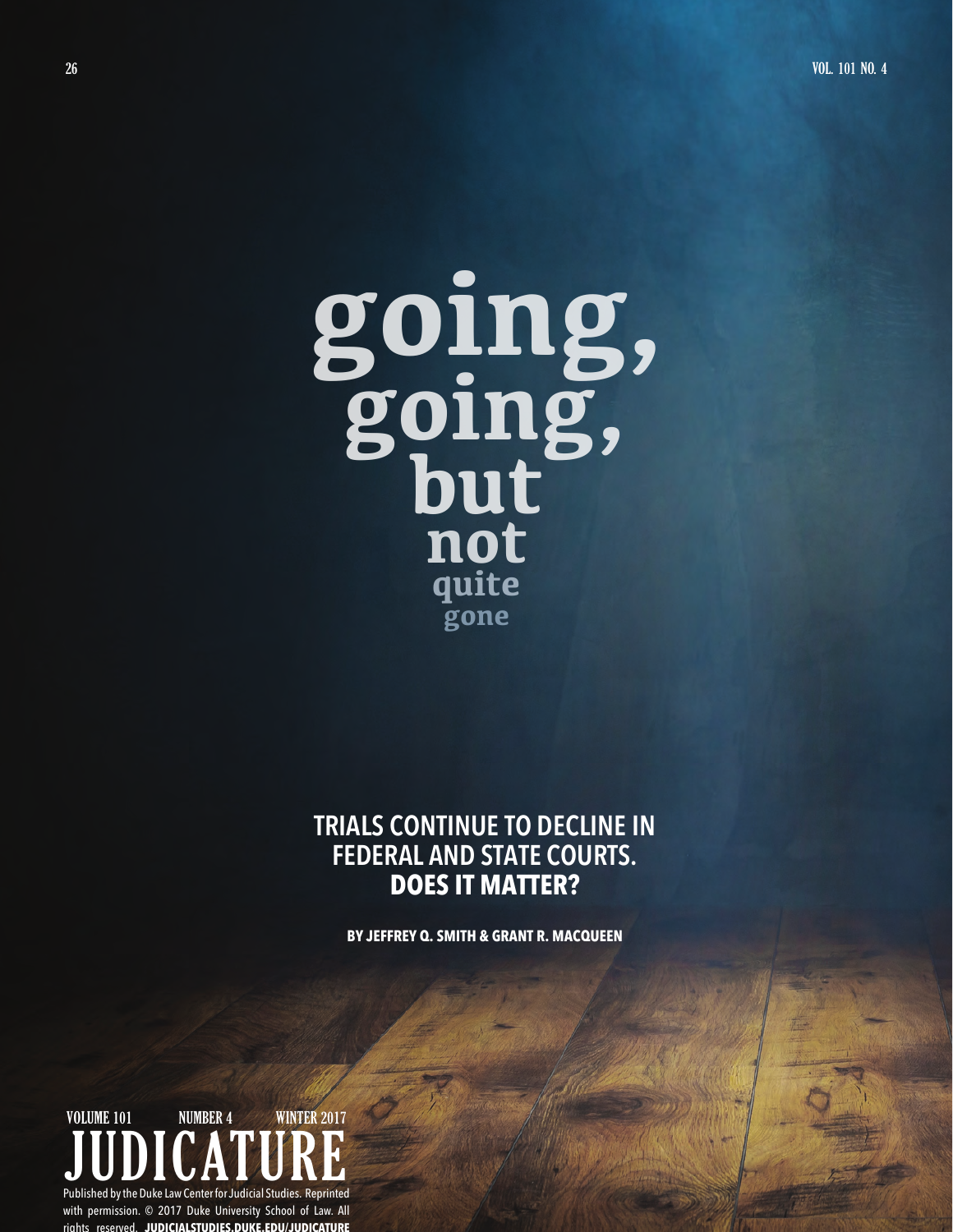# going, going, but not quite gone

## TRIALS CONTINUE TO DECLINE IN FEDERAL AND STATE COURTS. **DOES IT MATTER?**

**BY JEFFREY Q. SMITH & GRANT R. MACQUEEN**

VOLUME 101 NUMBER 4 WINTER 2017

JUDICATURE

Published by the Duke Law Center for Judicial Studies. Reprinted with permission. © 2017 Duke University School of Law. All rights reserved. **JUDICIALSTUDIES.DUKE.EDU/JUDICATURE**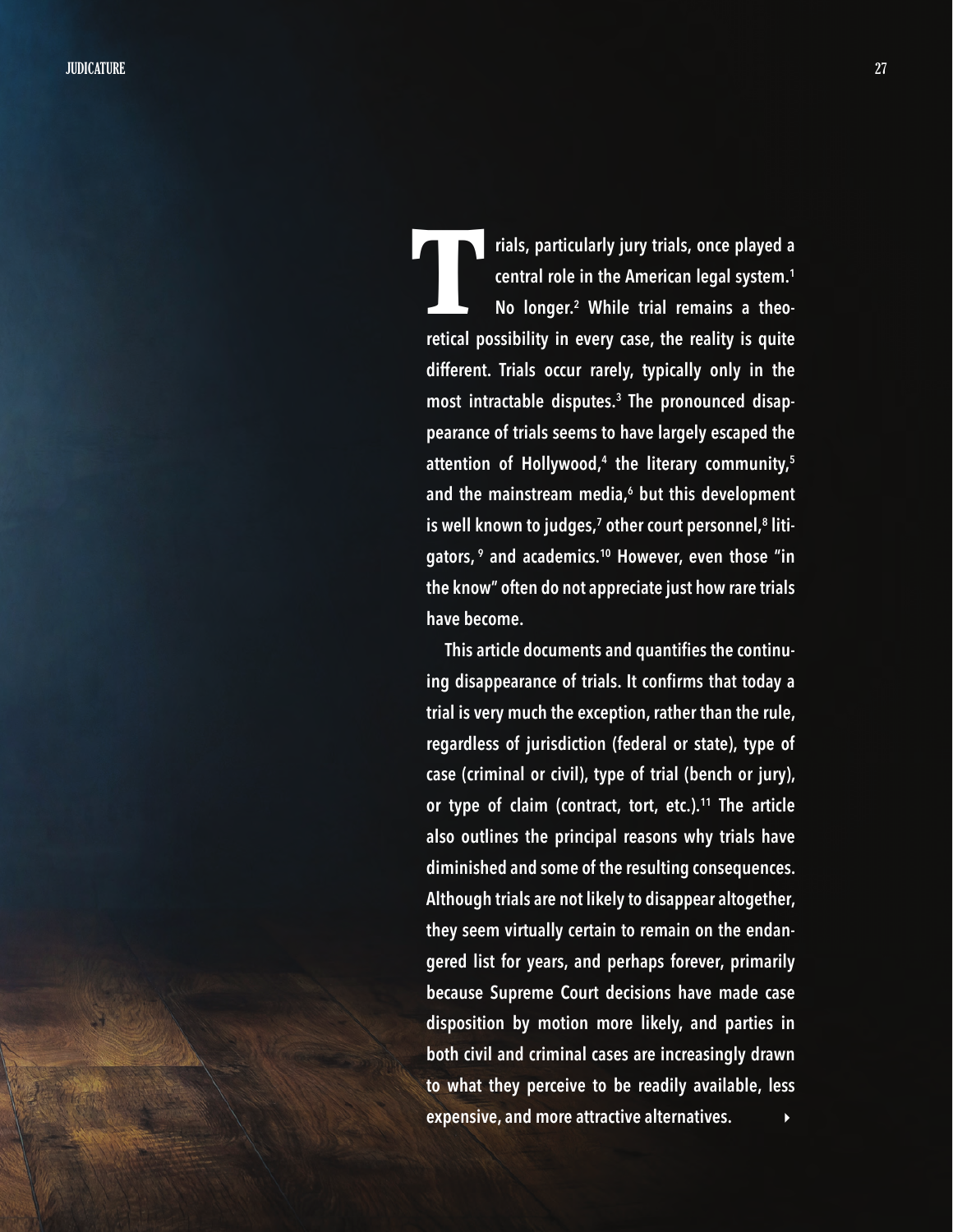Trials, particularly jury trials, once played a central role in the American legal system.[1] No longer.[2] While trial remains a theoretical possibility in every case, the reality is quite different. Trials occur rarely, typically only in the most intractable disputes.[3] The pronounced disappearance of trials seems to have largely escaped the attention of Hollywood,[4] the literary community,[5] and the mainstream media,[6] but this development is well known to judges,[7] other court personnel,[8] litigators,[9] and academics.[10] However, even those "in the know" often do not appreciate just how rare trials have become.

This article documents and quantifies the continuing disappearance of trials. It confirms that today a trial is very much the exception, rather than the rule, regardless of jurisdiction (federal or state), type of case (criminal or civil), type of trial (bench or jury), or type of claim (contract, tort, etc.).[11] The article also outlines the principal reasons why trials have diminished and some of the resulting consequences. Although trials are not likely to disappear altogether, they seem virtually certain to remain on the endangered list for years, and perhaps forever, primarily because Supreme Court decisions have made case disposition by motion more likely, and parties in both civil and criminal cases are increasingly drawn to what they perceive to be readily available, less expensive, and more attractive alternatives.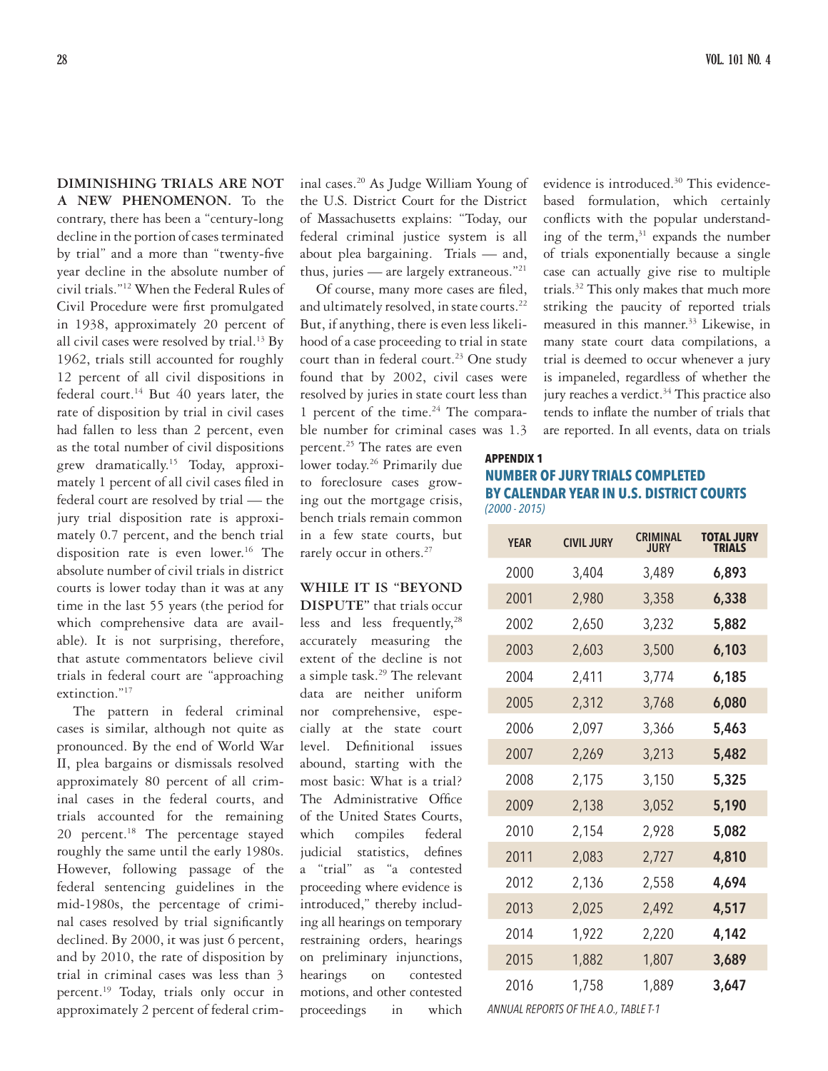**DIMINISHING TRIALS ARE NOT A NEW PHENOMENON.** To the contrary, there has been a "century-long decline in the portion of cases terminated by trial" and a more than "twenty-five year decline in the absolute number of civil trials."[12] When the Federal Rules of Civil Procedure were first promulgated in 1938, approximately 20 percent of all civil cases were resolved by trial.[13] By 1962, trials still accounted for roughly 12 percent of all civil dispositions in federal court.[14] But 40 years later, the rate of disposition by trial in civil cases had fallen to less than 2 percent, even as the total number of civil dispositions grew dramatically.[15] Today, approximately 1 percent of all civil cases filed in federal court are resolved by trial — the jury trial disposition rate is approximately 0.7 percent, and the bench trial disposition rate is even lower.[16] The absolute number of civil trials in district courts is lower today than it was at any time in the last 55 years (the period for which comprehensive data are available). It is not surprising, therefore, that astute commentators believe civil trials in federal court are "approaching extinction."[17]

The pattern in federal criminal cases is similar, although not quite as pronounced. By the end of World War II, plea bargains or dismissals resolved approximately 80 percent of all criminal cases in the federal courts, and trials accounted for the remaining 20 percent.[18] The percentage stayed roughly the same until the early 1980s. However, following passage of the federal sentencing guidelines in the mid-1980s, the percentage of criminal cases resolved by trial significantly declined. By 2000, it was just 6 percent, and by 2010, the rate of disposition by trial in criminal cases was less than 3 percent.[19] Today, trials only occur in approximately 2 percent of federal criminal cases.[20] As Judge William Young of the U.S. District Court for the District of Massachusetts explains: "Today, our federal criminal justice system is all about plea bargaining. Trials — and, thus, juries — are largely extraneous."[21]

Of course, many more cases are filed, and ultimately resolved, in state courts.[22] But, if anything, there is even less likelihood of a case proceeding to trial in state court than in federal court.[23] One study found that by 2002, civil cases were resolved by juries in state court less than 1 percent of the time.[24] The comparable number for criminal cases was 1.3 percent.[25] The rates are even lower today.[26] Primarily due to foreclosure cases growing out the mortgage crisis, bench trials remain common in a few state courts, but rarely occur in others.[27]

**WHILE IT IS "BEYOND DISPUTE"** that trials occur less and less frequently,[28] accurately measuring the extent of the decline is not a simple task.[29] The relevant data are neither uniform nor comprehensive, especially at the state court level. Definitional issues abound, starting with the most basic: What is a trial? The Administrative Office of the United States Courts, which compiles federal judicial statistics, defines a "trial" as "a contested proceeding where evidence is introduced," thereby including all hearings on temporary restraining orders, hearings on preliminary injunctions, hearings on contested motions, and other contested proceedings in which evidence is introduced.[30] This evidence-based formulation, which certainly conflicts with the popular understanding of the term,[31] expands the number of trials exponentially because a single case can actually give rise to multiple trials.[32] This only makes that much more striking the paucity of reported trials measured in this manner.[33] Likewise, in many state court data compilations, a trial is deemed to occur whenever a jury is impaneled, regardless of whether the jury reaches a verdict.[34] This practice also tends to inflate the number of trials that are reported. In all events, data on trials

**APPENDIX 1**

**NUMBER OF JURY TRIALS COMPLETED BY CALENDAR YEAR IN U.S. DISTRICT COURTS**

*(2000 - 2015)*

| YEAR | CIVIL JURY | CRIMINAL JURY | TOTAL JURY TRIALS |
|---|---|---|---|
| 2000 | 3,404 | 3,489 | **6,893** |
| 2001 | 2,980 | 3,358 | **6,338** |
| 2002 | 2,650 | 3,232 | **5,882** |
| 2003 | 2,603 | 3,500 | **6,103** |
| 2004 | 2,411 | 3,774 | **6,185** |
| 2005 | 2,312 | 3,768 | **6,080** |
| 2006 | 2,097 | 3,366 | **5,463** |
| 2007 | 2,269 | 3,213 | **5,482** |
| 2008 | 2,175 | 3,150 | **5,325** |
| 2009 | 2,138 | 3,052 | **5,190** |
| 2010 | 2,154 | 2,928 | **5,082** |
| 2011 | 2,083 | 2,727 | **4,810** |
| 2012 | 2,136 | 2,558 | **4,694** |
| 2013 | 2,025 | 2,492 | **4,517** |
| 2014 | 1,922 | 2,220 | **4,142** |
| 2015 | 1,882 | 1,807 | **3,689** |
| 2016 | 1,758 | 1,889 | **3,647** |

*ANNUAL REPORTS OF THE A.O., TABLE T-1*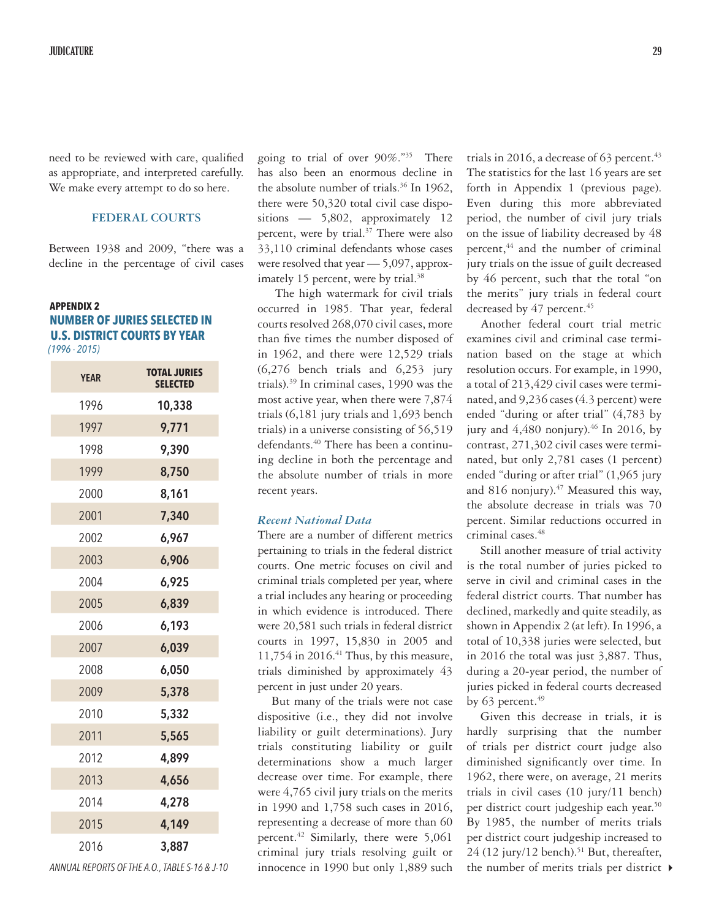need to be reviewed with care, qualified as appropriate, and interpreted carefully. We make every attempt to do so here.

## FEDERAL COURTS

Between 1938 and 2009, "there was a decline in the percentage of civil cases going to trial of over 90%."[35] There has also been an enormous decline in the absolute number of trials.[36] In 1962, there were 50,320 total civil case dispositions — 5,802, approximately 12 percent, were by trial.[37] There were also 33,110 criminal defendants whose cases were resolved that year — 5,097, approximately 15 percent, were by trial.[38]

The high watermark for civil trials occurred in 1985. That year, federal courts resolved 268,070 civil cases, more than five times the number disposed of in 1962, and there were 12,529 trials (6,276 bench trials and 6,253 jury trials).[39] In criminal cases, 1990 was the most active year, when there were 7,874 trials (6,181 jury trials and 1,693 bench trials) in a universe consisting of 56,519 defendants.[40] There has been a continuing decline in both the percentage and the absolute number of trials in more recent years.

### *Recent National Data*

There are a number of different metrics pertaining to trials in the federal district courts. One metric focuses on civil and criminal trials completed per year, where a trial includes any hearing or proceeding in which evidence is introduced. There were 20,581 such trials in federal district courts in 1997, 15,830 in 2005 and 11,754 in 2016.[41] Thus, by this measure, trials diminished by approximately 43 percent in just under 20 years.

But many of the trials were not case dispositive (i.e., they did not involve liability or guilt determinations). Jury trials constituting liability or guilt determinations show a much larger decrease over time. For example, there were 4,765 civil jury trials on the merits in 1990 and 1,758 such cases in 2016, representing a decrease of more than 60 percent.[42] Similarly, there were 5,061 criminal jury trials resolving guilt or innocence in 1990 but only 1,889 such trials in 2016, a decrease of 63 percent.[43] The statistics for the last 16 years are set forth in Appendix 1 (previous page). Even during this more abbreviated period, the number of civil jury trials on the issue of liability decreased by 48 percent,[44] and the number of criminal jury trials on the issue of guilt decreased by 46 percent, such that the total "on the merits" jury trials in federal court decreased by 47 percent.[45]

Another federal court trial metric examines civil and criminal case termination based on the stage at which resolution occurs. For example, in 1990, a total of 213,429 civil cases were terminated, and 9,236 cases (4.3 percent) were ended "during or after trial" (4,783 by jury and 4,480 nonjury).[46] In 2016, by contrast, 271,302 civil cases were terminated, but only 2,781 cases (1 percent) ended "during or after trial" (1,965 jury and 816 nonjury).[47] Measured this way, the absolute decrease in trials was 70 percent. Similar reductions occurred in criminal cases.[48]

Still another measure of trial activity is the total number of juries picked to serve in civil and criminal cases in the federal district courts. That number has declined, markedly and quite steadily, as shown in Appendix 2 (at left). In 1996, a total of 10,338 juries were selected, but in 2016 the total was just 3,887. Thus, during a 20-year period, the number of juries picked in federal courts decreased by 63 percent.[49]

Given this decrease in trials, it is hardly surprising that the number of trials per district court judge also diminished significantly over time. In 1962, there were, on average, 21 merits trials in civil cases (10 jury/11 bench) per district court judgeship each year.[50] By 1985, the number of merits trials per district court judgeship increased to 24 (12 jury/12 bench).[51] But, thereafter, the number of merits trials per district

**APPENDIX 2**

**NUMBER OF JURIES SELECTED IN U.S. DISTRICT COURTS BY YEAR**

*(1996 - 2015)*

| YEAR | TOTAL JURIES SELECTED |
|---|---|
| 1996 | 10,338 |
| 1997 | 9,771 |
| 1998 | 9,390 |
| 1999 | 8,750 |
| 2000 | 8,161 |
| 2001 | 7,340 |
| 2002 | 6,967 |
| 2003 | 6,906 |
| 2004 | 6,925 |
| 2005 | 6,839 |
| 2006 | 6,193 |
| 2007 | 6,039 |
| 2008 | 6,050 |
| 2009 | 5,378 |
| 2010 | 5,332 |
| 2011 | 5,565 |
| 2012 | 4,899 |
| 2013 | 4,656 |
| 2014 | 4,278 |
| 2015 | 4,149 |
| 2016 | 3,887 |

*ANNUAL REPORTS OF THE A.O., TABLE S-16 & J-10*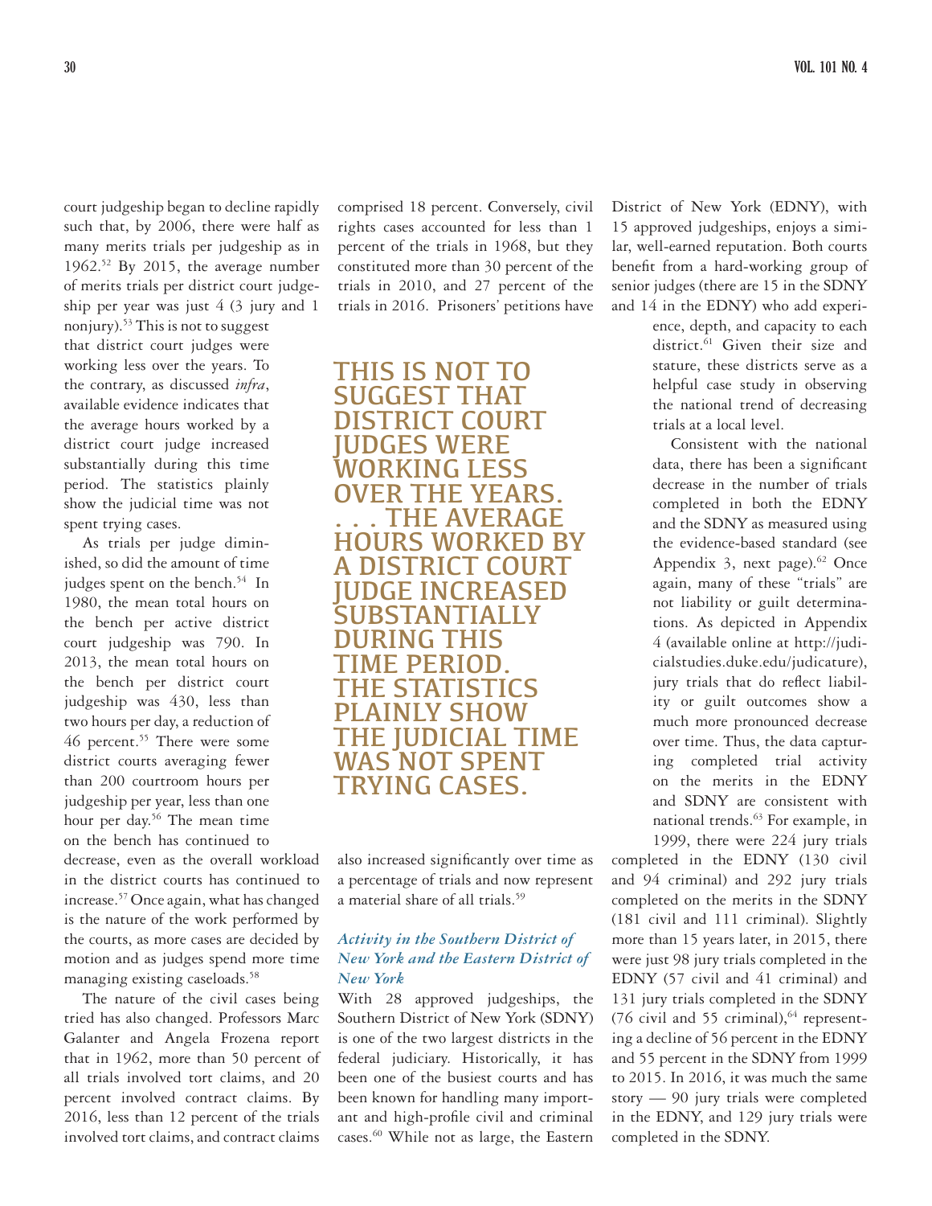court judgeship began to decline rapidly such that, by 2006, there were half as many merits trials per judgeship as in 1962.[52] By 2015, the average number of merits trials per district court judgeship per year was just 4 (3 jury and 1 nonjury).[53] This is not to suggest that district court judges were working less over the years. To the contrary, as discussed *infra*, available evidence indicates that the average hours worked by a district court judge increased substantially during this time period. The statistics plainly show the judicial time was not spent trying cases.

As trials per judge diminished, so did the amount of time judges spent on the bench.[54] In 1980, the mean total hours on the bench per active district court judgeship was 790. In 2013, the mean total hours on the bench per district court judgeship was 430, less than two hours per day, a reduction of 46 percent.[55] There were some district courts averaging fewer than 200 courtroom hours per judgeship per year, less than one hour per day.[56] The mean time on the bench has continued to decrease, even as the overall workload in the district courts has continued to increase.[57] Once again, what has changed is the nature of the work performed by the courts, as more cases are decided by motion and as judges spend more time managing existing caseloads.[58]

The nature of the civil cases being tried has also changed. Professors Marc Galanter and Angela Frozena report that in 1962, more than 50 percent of all trials involved tort claims, and 20 percent involved contract claims. By 2016, less than 12 percent of the trials involved tort claims, and contract claims comprised 18 percent. Conversely, civil rights cases accounted for less than 1 percent of the trials in 1968, but they constituted more than 30 percent of the trials in 2010, and 27 percent of the trials in 2016. Prisoners' petitions have also increased significantly over time as a percentage of trials and now represent a material share of all trials.[59]

THIS IS NOT TO SUGGEST THAT DISTRICT COURT JUDGES WERE WORKING LESS OVER THE YEARS. . . . THE AVERAGE HOURS WORKED BY A DISTRICT COURT JUDGE INCREASED SUBSTANTIALLY DURING THIS TIME PERIOD. THE STATISTICS PLAINLY SHOW THE JUDICIAL TIME WAS NOT SPENT TRYING CASES.

### *Activity in the Southern District of New York and the Eastern District of New York*

With 28 approved judgeships, the Southern District of New York (SDNY) is one of the two largest districts in the federal judiciary. Historically, it has been one of the busiest courts and has been known for handling many important and high-profile civil and criminal cases.[60] While not as large, the Eastern District of New York (EDNY), with 15 approved judgeships, enjoys a similar, well-earned reputation. Both courts benefit from a hard-working group of senior judges (there are 15 in the SDNY and 14 in the EDNY) who add experience, depth, and capacity to each district.[61] Given their size and stature, these districts serve as a helpful case study in observing the national trend of decreasing trials at a local level.

Consistent with the national data, there has been a significant decrease in the number of trials completed in both the EDNY and the SDNY as measured using the evidence-based standard (see Appendix 3, next page).[62] Once again, many of these "trials" are not liability or guilt determinations. As depicted in Appendix 4 (available online at http://judicialstudies.duke.edu/judicature), jury trials that do reflect liability or guilt outcomes show a much more pronounced decrease over time. Thus, the data capturing completed trial activity on the merits in the EDNY and SDNY are consistent with national trends.[63] For example, in 1999, there were 224 jury trials completed in the EDNY (130 civil and 94 criminal) and 292 jury trials completed on the merits in the SDNY (181 civil and 111 criminal). Slightly more than 15 years later, in 2015, there were just 98 jury trials completed in the EDNY (57 civil and 41 criminal) and 131 jury trials completed in the SDNY (76 civil and 55 criminal),[64] representing a decline of 56 percent in the EDNY and 55 percent in the SDNY from 1999 to 2015. In 2016, it was much the same story — 90 jury trials were completed in the EDNY, and 129 jury trials were completed in the SDNY.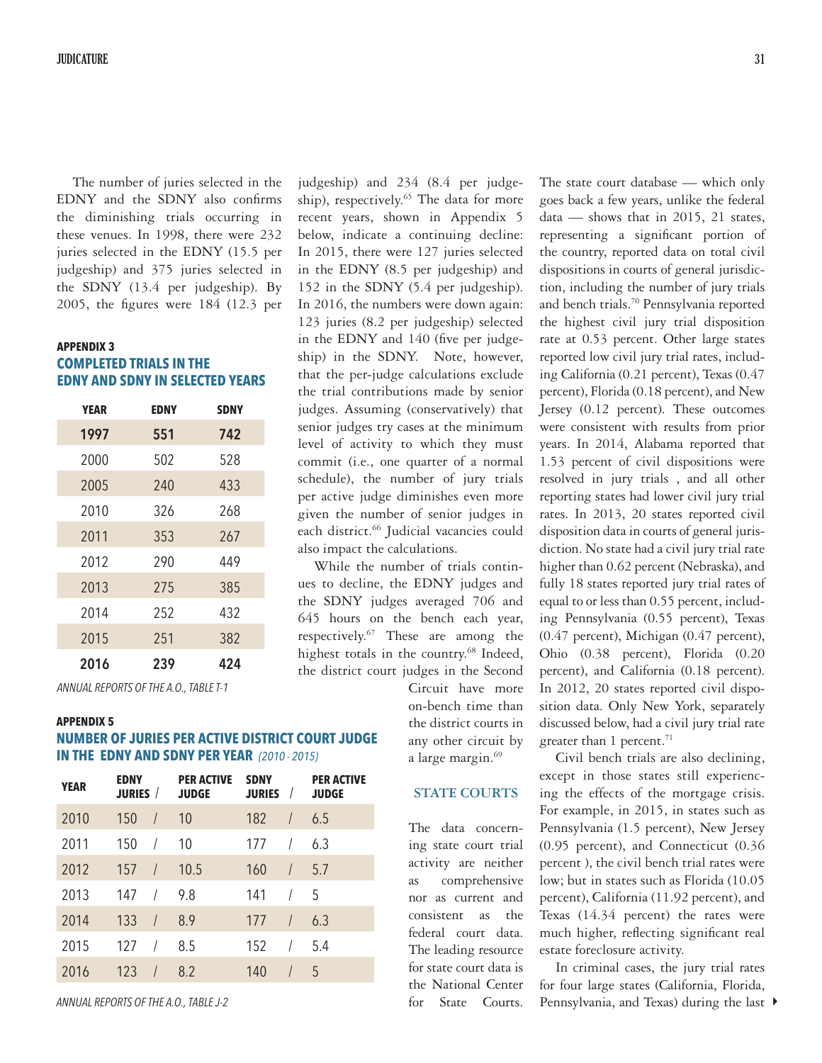The number of juries selected in the EDNY and the SDNY also confirms the diminishing trials occurring in these venues. In 1998, there were 232 juries selected in the EDNY (15.5 per judgeship) and 375 juries selected in the SDNY (13.4 per judgeship). By 2005, the figures were 184 (12.3 per judgeship) and 234 (8.4 per judgeship), respectively.[65] The data for more recent years, shown in Appendix 5 below, indicate a continuing decline: In 2015, there were 127 juries selected in the EDNY (8.5 per judgeship) and 152 in the SDNY (5.4 per judgeship). In 2016, the numbers were down again: 123 juries (8.2 per judgeship) selected in the EDNY and 140 (five per judgeship) in the SDNY. Note, however, that the per-judge calculations exclude the trial contributions made by senior judges. Assuming (conservatively) that senior judges try cases at the minimum level of activity to which they must commit (i.e., one quarter of a normal schedule), the number of jury trials per active judge diminishes even more given the number of senior judges in each district.[66] Judicial vacancies could also impact the calculations.

While the number of trials continues to decline, the EDNY judges and the SDNY judges averaged 706 and 645 hours on the bench each year, respectively.[67] These are among the highest totals in the country.[68] Indeed, the district court judges in the Second Circuit have more on-bench time than the district courts in any other circuit by a large margin.[69]

#### APPENDIX 3
### COMPLETED TRIALS IN THE EDNY AND SDNY IN SELECTED YEARS

| YEAR | EDNY | SDNY |
|---|---|---|
| **1997** | **551** | **742** |
| 2000 | 502 | 528 |
| 2005 | 240 | 433 |
| 2010 | 326 | 268 |
| 2011 | 353 | 267 |
| 2012 | 290 | 449 |
| 2013 | 275 | 385 |
| 2014 | 252 | 432 |
| 2015 | 251 | 382 |
| **2016** | **239** | **424** |

*ANNUAL REPORTS OF THE A.O., TABLE T-1*

#### APPENDIX 5
### NUMBER OF JURIES PER ACTIVE DISTRICT COURT JUDGE IN THE EDNY AND SDNY PER YEAR *(2010 - 2015)*

| YEAR | EDNY JURIES / | PER ACTIVE JUDGE | SDNY JURIES / | PER ACTIVE JUDGE |
|---|---|---|---|---|
| 2010 | 150 / | 10 | 182 / | 6.5 |
| 2011 | 150 / | 10 | 177 / | 6.3 |
| 2012 | 157 / | 10.5 | 160 / | 5.7 |
| 2013 | 147 / | 9.8 | 141 / | 5 |
| 2014 | 133 / | 8.9 | 177 / | 6.3 |
| 2015 | 127 / | 8.5 | 152 / | 5.4 |
| 2016 | 123 / | 8.2 | 140 / | 5 |

*ANNUAL REPORTS OF THE A.O., TABLE J-2*

## STATE COURTS

The data concerning state court trial activity are neither as comprehensive nor as current and consistent as the federal court data. The leading resource for state court data is the National Center for State Courts. The state court database — which only goes back a few years, unlike the federal data — shows that in 2015, 21 states, representing a significant portion of the country, reported data on total civil dispositions in courts of general jurisdiction, including the number of jury trials and bench trials.[70] Pennsylvania reported the highest civil jury trial disposition rate at 0.53 percent. Other large states reported low civil jury trial rates, including California (0.21 percent), Texas (0.47 percent), Florida (0.18 percent), and New Jersey (0.12 percent). These outcomes were consistent with results from prior years. In 2014, Alabama reported that 1.53 percent of civil dispositions were resolved in jury trials , and all other reporting states had lower civil jury trial rates. In 2013, 20 states reported civil disposition data in courts of general jurisdiction. No state had a civil jury trial rate higher than 0.62 percent (Nebraska), and fully 18 states reported jury trial rates of equal to or less than 0.55 percent, including Pennsylvania (0.55 percent), Texas (0.47 percent), Michigan (0.47 percent), Ohio (0.38 percent), Florida (0.20 percent), and California (0.18 percent). In 2012, 20 states reported civil disposition data. Only New York, separately discussed below, had a civil jury trial rate greater than 1 percent.[71]

Civil bench trials are also declining, except in those states still experiencing the effects of the mortgage crisis. For example, in 2015, in states such as Pennsylvania (1.5 percent), New Jersey (0.95 percent), and Connecticut (0.36 percent ), the civil bench trial rates were low; but in states such as Florida (10.05 percent), California (11.92 percent), and Texas (14.34 percent) the rates were much higher, reflecting significant real estate foreclosure activity.

In criminal cases, the jury trial rates for four large states (California, Florida, Pennsylvania, and Texas) during the last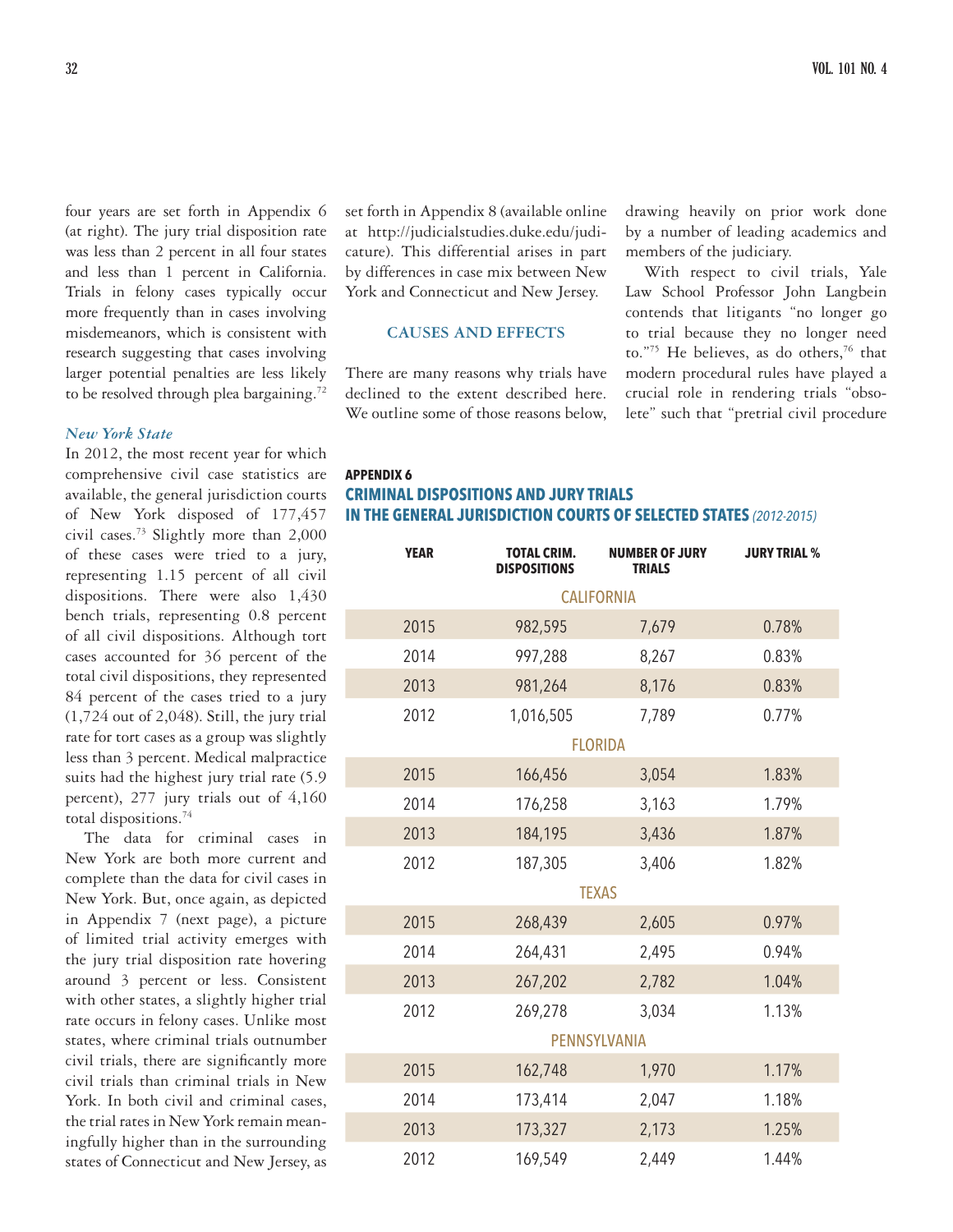four years are set forth in Appendix 6 (at right). The jury trial disposition rate was less than 2 percent in all four states and less than 1 percent in California. Trials in felony cases typically occur more frequently than in cases involving misdemeanors, which is consistent with research suggesting that cases involving larger potential penalties are less likely to be resolved through plea bargaining.[72]

### *New York State*

In 2012, the most recent year for which comprehensive civil case statistics are available, the general jurisdiction courts of New York disposed of 177,457 civil cases.[73] Slightly more than 2,000 of these cases were tried to a jury, representing 1.15 percent of all civil dispositions. There were also 1,430 bench trials, representing 0.8 percent of all civil dispositions. Although tort cases accounted for 36 percent of the total civil dispositions, they represented 84 percent of the cases tried to a jury (1,724 out of 2,048). Still, the jury trial rate for tort cases as a group was slightly less than 3 percent. Medical malpractice suits had the highest jury trial rate (5.9 percent), 277 jury trials out of 4,160 total dispositions.[74]

The data for criminal cases in New York are both more current and complete than the data for civil cases in New York. But, once again, as depicted in Appendix 7 (next page), a picture of limited trial activity emerges with the jury trial disposition rate hovering around 3 percent or less. Consistent with other states, a slightly higher trial rate occurs in felony cases. Unlike most states, where criminal trials outnumber civil trials, there are significantly more civil trials than criminal trials in New York. In both civil and criminal cases, the trial rates in New York remain meaningfully higher than in the surrounding states of Connecticut and New Jersey, as set forth in Appendix 8 (available online at http://judicialstudies.duke.edu/judicature). This differential arises in part by differences in case mix between New York and Connecticut and New Jersey.

## CAUSES AND EFFECTS

There are many reasons why trials have declined to the extent described here. We outline some of those reasons below, drawing heavily on prior work done by a number of leading academics and members of the judiciary.

With respect to civil trials, Yale Law School Professor John Langbein contends that litigants "no longer go to trial because they no longer need to."[75] He believes, as do others,[76] that modern procedural rules have played a crucial role in rendering trials "obsolete" such that "pretrial civil procedure

**APPENDIX 6**

**CRIMINAL DISPOSITIONS AND JURY TRIALS IN THE GENERAL JURISDICTION COURTS OF SELECTED STATES** *(2012-2015)*

| YEAR | TOTAL CRIM. DISPOSITIONS | NUMBER OF JURY TRIALS | JURY TRIAL % |
|---|---|---|---|
| **CALIFORNIA** | | | |
| 2015 | 982,595 | 7,679 | 0.78% |
| 2014 | 997,288 | 8,267 | 0.83% |
| 2013 | 981,264 | 8,176 | 0.83% |
| 2012 | 1,016,505 | 7,789 | 0.77% |
| **FLORIDA** | | | |
| 2015 | 166,456 | 3,054 | 1.83% |
| 2014 | 176,258 | 3,163 | 1.79% |
| 2013 | 184,195 | 3,436 | 1.87% |
| 2012 | 187,305 | 3,406 | 1.82% |
| **TEXAS** | | | |
| 2015 | 268,439 | 2,605 | 0.97% |
| 2014 | 264,431 | 2,495 | 0.94% |
| 2013 | 267,202 | 2,782 | 1.04% |
| 2012 | 269,278 | 3,034 | 1.13% |
| **PENNSYLVANIA** | | | |
| 2015 | 162,748 | 1,970 | 1.17% |
| 2014 | 173,414 | 2,047 | 1.18% |
| 2013 | 173,327 | 2,173 | 1.25% |
| 2012 | 169,549 | 2,449 | 1.44% |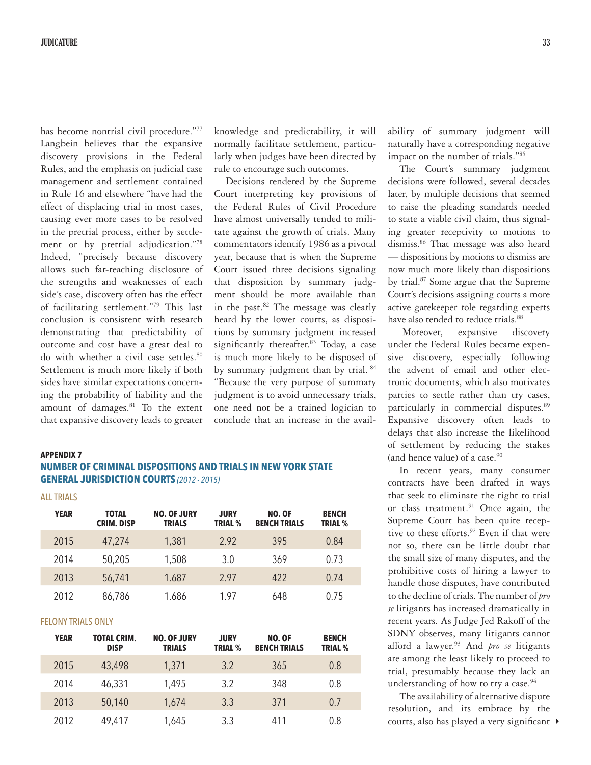has become nontrial civil procedure."[77] Langbein believes that the expansive discovery provisions in the Federal Rules, and the emphasis on judicial case management and settlement contained in Rule 16 and elsewhere "have had the effect of displacing trial in most cases, causing ever more cases to be resolved in the pretrial process, either by settlement or by pretrial adjudication."[78] Indeed, "precisely because discovery allows such far-reaching disclosure of the strengths and weaknesses of each side's case, discovery often has the effect of facilitating settlement."[79] This last conclusion is consistent with research demonstrating that predictability of outcome and cost have a great deal to do with whether a civil case settles.[80] Settlement is much more likely if both sides have similar expectations concerning the probability of liability and the amount of damages.[81] To the extent that expansive discovery leads to greater knowledge and predictability, it will normally facilitate settlement, particularly when judges have been directed by rule to encourage such outcomes.

Decisions rendered by the Supreme Court interpreting key provisions of the Federal Rules of Civil Procedure have almost universally tended to militate against the growth of trials. Many commentators identify 1986 as a pivotal year, because that is when the Supreme Court issued three decisions signaling that disposition by summary judgment should be more available than in the past.[82] The message was clearly heard by the lower courts, as dispositions by summary judgment increased significantly thereafter.[83] Today, a case is much more likely to be disposed of by summary judgment than by trial.[84] "Because the very purpose of summary judgment is to avoid unnecessary trials, one need not be a trained logician to conclude that an increase in the availability of summary judgment will naturally have a corresponding negative impact on the number of trials."[85]

The Court's summary judgment decisions were followed, several decades later, by multiple decisions that seemed to raise the pleading standards needed to state a viable civil claim, thus signaling greater receptivity to motions to dismiss.[86] That message was also heard — dispositions by motions to dismiss are now much more likely than dispositions by trial.[87] Some argue that the Supreme Court's decisions assigning courts a more active gatekeeper role regarding experts have also tended to reduce trials.[88]

Moreover, expansive discovery under the Federal Rules became expensive discovery, especially following the advent of email and other electronic documents, which also motivates parties to settle rather than try cases, particularly in commercial disputes.[89] Expansive discovery often leads to delays that also increase the likelihood of settlement by reducing the stakes (and hence value) of a case.[90]

In recent years, many consumer contracts have been drafted in ways that seek to eliminate the right to trial or class treatment.[91] Once again, the Supreme Court has been quite receptive to these efforts.[92] Even if that were not so, there can be little doubt that the small size of many disputes, and the prohibitive costs of hiring a lawyer to handle those disputes, have contributed to the decline of trials. The number of *pro se* litigants has increased dramatically in recent years. As Judge Jed Rakoff of the SDNY observes, many litigants cannot afford a lawyer.[93] And *pro se* litigants are among the least likely to proceed to trial, presumably because they lack an understanding of how to try a case.[94]

The availability of alternative dispute resolution, and its embrace by the courts, also has played a very significant

**APPENDIX 7**

## NUMBER OF CRIMINAL DISPOSITIONS AND TRIALS IN NEW YORK STATE GENERAL JURISDICTION COURTS *(2012 - 2015)*

ALL TRIALS

| YEAR | TOTAL CRIM. DISP | NO. OF JURY TRIALS | JURY TRIAL % | NO. OF BENCH TRIALS | BENCH TRIAL % |
|---|---|---|---|---|---|
| 2015 | 47,274 | 1,381 | 2.92 | 395 | 0.84 |
| 2014 | 50,205 | 1,508 | 3.0 | 369 | 0.73 |
| 2013 | 56,741 | 1.687 | 2.97 | 422 | 0.74 |
| 2012 | 86,786 | 1.686 | 1.97 | 648 | 0.75 |

FELONY TRIALS ONLY

| YEAR | TOTAL CRIM. DISP | NO. OF JURY TRIALS | JURY TRIAL % | NO. OF BENCH TRIALS | BENCH TRIAL % |
|---|---|---|---|---|---|
| 2015 | 43,498 | 1,371 | 3.2 | 365 | 0.8 |
| 2014 | 46,331 | 1,495 | 3.2 | 348 | 0.8 |
| 2013 | 50,140 | 1,674 | 3.3 | 371 | 0.7 |
| 2012 | 49,417 | 1,645 | 3.3 | 411 | 0.8 |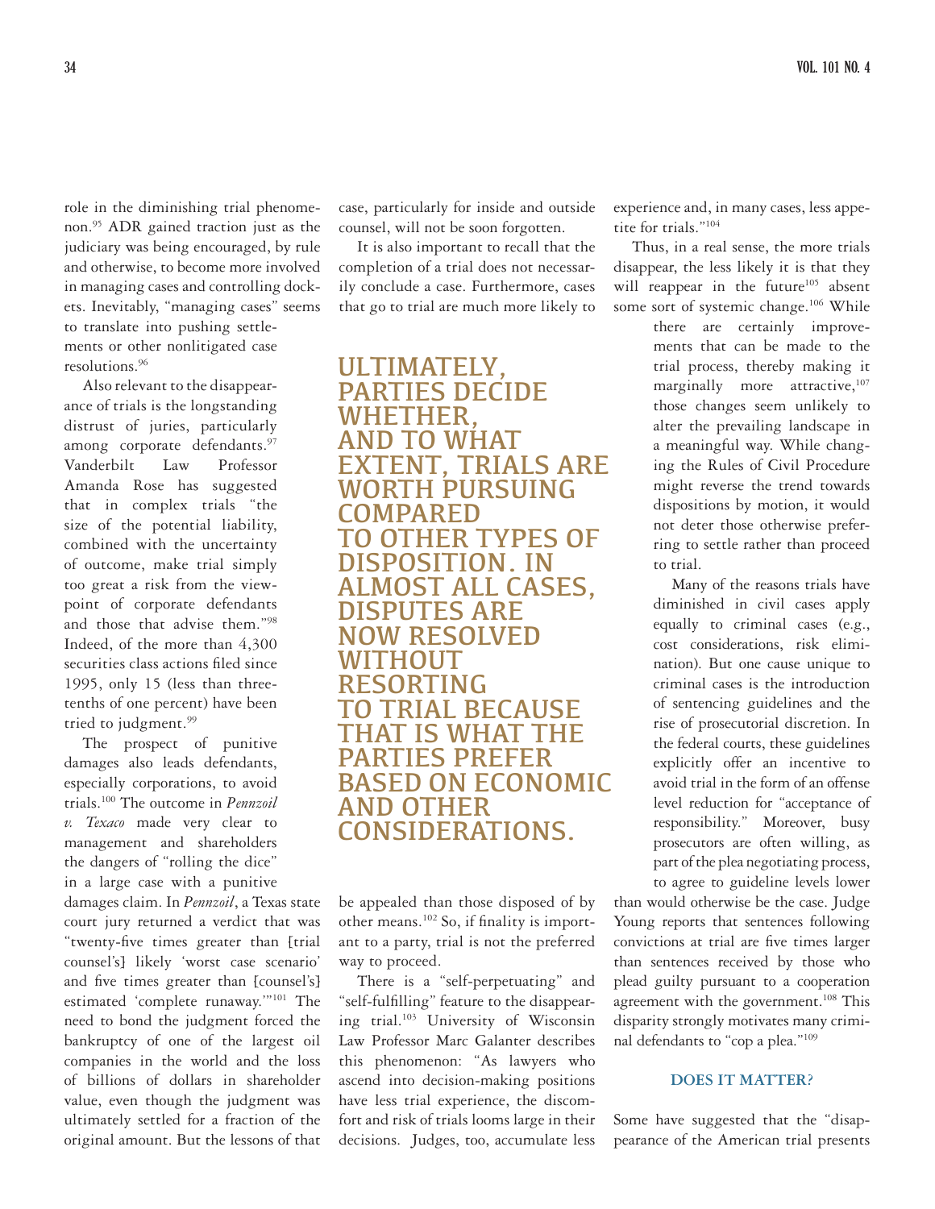role in the diminishing trial phenomenon.[95] ADR gained traction just as the judiciary was being encouraged, by rule and otherwise, to become more involved in managing cases and controlling dockets. Inevitably, "managing cases" seems to translate into pushing settlements or other nonlitigated case resolutions.[96]

Also relevant to the disappearance of trials is the longstanding distrust of juries, particularly among corporate defendants.[97] Vanderbilt Law Professor Amanda Rose has suggested that in complex trials "the size of the potential liability, combined with the uncertainty of outcome, make trial simply too great a risk from the viewpoint of corporate defendants and those that advise them."[98] Indeed, of the more than 4,300 securities class actions filed since 1995, only 15 (less than three-tenths of one percent) have been tried to judgment.[99]

The prospect of punitive damages also leads defendants, especially corporations, to avoid trials.[100] The outcome in *Pennzoil v. Texaco* made very clear to management and shareholders the dangers of "rolling the dice" in a large case with a punitive damages claim. In *Pennzoil*, a Texas state court jury returned a verdict that was "twenty-five times greater than [trial counsel's] likely 'worst case scenario' and five times greater than [counsel's] estimated 'complete runaway.'"[101] The need to bond the judgment forced the bankruptcy of one of the largest oil companies in the world and the loss of billions of dollars in shareholder value, even though the judgment was ultimately settled for a fraction of the original amount. But the lessons of that case, particularly for inside and outside counsel, will not be soon forgotten.

It is also important to recall that the completion of a trial does not necessarily conclude a case. Furthermore, cases that go to trial are much more likely to be appealed than those disposed of by other means.[102] So, if finality is important to a party, trial is not the preferred way to proceed.

**ULTIMATELY, PARTIES DECIDE WHETHER, AND TO WHAT EXTENT, TRIALS ARE WORTH PURSUING COMPARED TO OTHER TYPES OF DISPOSITION. IN ALMOST ALL CASES, DISPUTES ARE NOW RESOLVED WITHOUT RESORTING TO TRIAL BECAUSE THAT IS WHAT THE PARTIES PREFER BASED ON ECONOMIC AND OTHER CONSIDERATIONS.**

There is a "self-perpetuating" and "self-fulfilling" feature to the disappearing trial.[103] University of Wisconsin Law Professor Marc Galanter describes this phenomenon: "As lawyers who ascend into decision-making positions have less trial experience, the discomfort and risk of trials looms large in their decisions. Judges, too, accumulate less experience and, in many cases, less appetite for trials."[104]

Thus, in a real sense, the more trials disappear, the less likely it is that they will reappear in the future[105] absent some sort of systemic change.[106] While there are certainly improvements that can be made to the trial process, thereby making it marginally more attractive,[107] those changes seem unlikely to alter the prevailing landscape in a meaningful way. While changing the Rules of Civil Procedure might reverse the trend towards dispositions by motion, it would not deter those otherwise preferring to settle rather than proceed to trial.

Many of the reasons trials have diminished in civil cases apply equally to criminal cases (e.g., cost considerations, risk elimination). But one cause unique to criminal cases is the introduction of sentencing guidelines and the rise of prosecutorial discretion. In the federal courts, these guidelines explicitly offer an incentive to avoid trial in the form of an offense level reduction for "acceptance of responsibility." Moreover, busy prosecutors are often willing, as part of the plea negotiating process, to agree to guideline levels lower than would otherwise be the case. Judge Young reports that sentences following convictions at trial are five times larger than sentences received by those who plead guilty pursuant to a cooperation agreement with the government.[108] This disparity strongly motivates many criminal defendants to "cop a plea."[109]

## DOES IT MATTER?

Some have suggested that the "disappearance of the American trial presents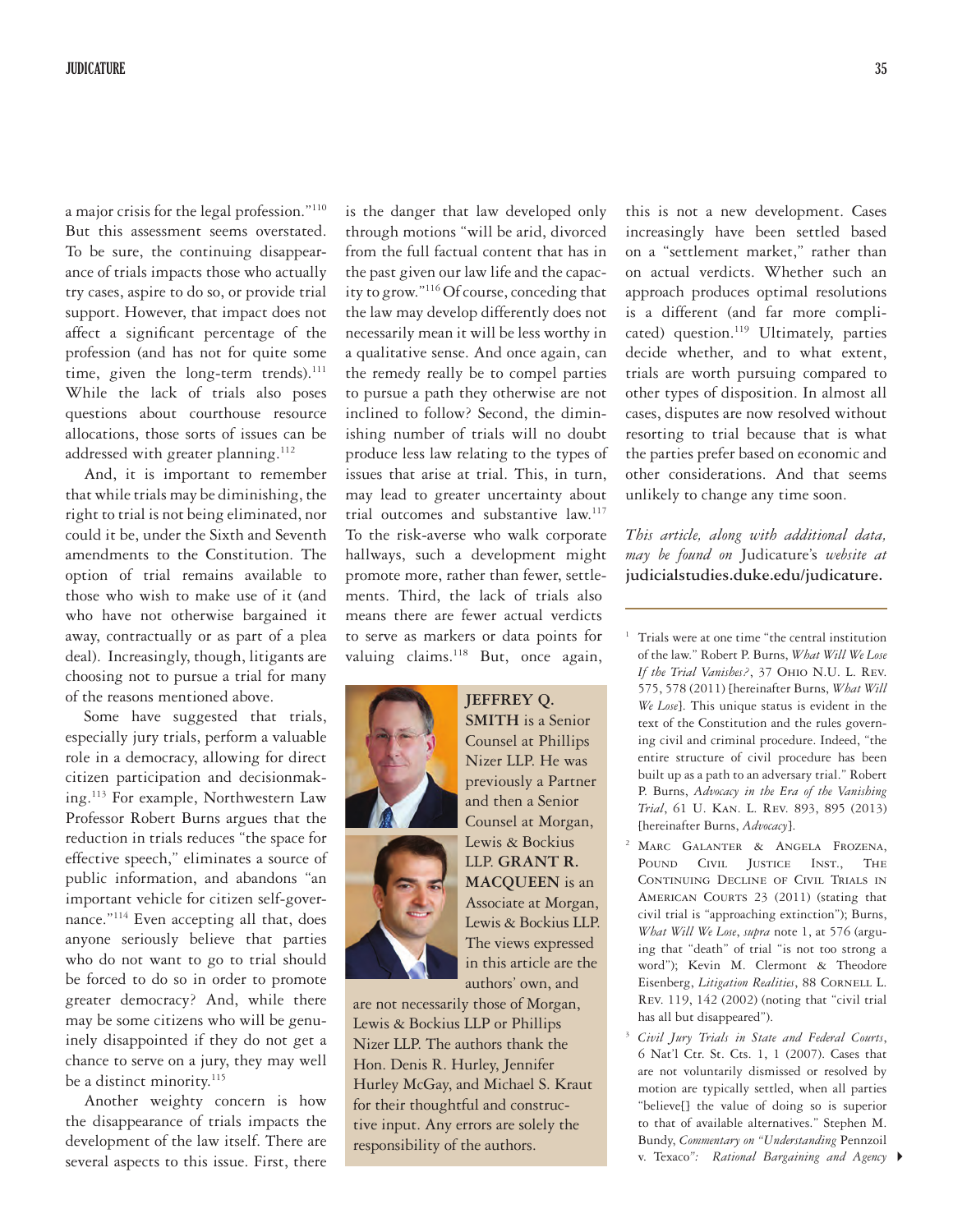a major crisis for the legal profession."[110] But this assessment seems overstated. To be sure, the continuing disappearance of trials impacts those who actually try cases, aspire to do so, or provide trial support. However, that impact does not affect a significant percentage of the profession (and has not for quite some time, given the long-term trends).[111] While the lack of trials also poses questions about courthouse resource allocations, those sorts of issues can be addressed with greater planning.[112]

And, it is important to remember that while trials may be diminishing, the right to trial is not being eliminated, nor could it be, under the Sixth and Seventh amendments to the Constitution. The option of trial remains available to those who wish to make use of it (and who have not otherwise bargained it away, contractually or as part of a plea deal). Increasingly, though, litigants are choosing not to pursue a trial for many of the reasons mentioned above.

Some have suggested that trials, especially jury trials, perform a valuable role in a democracy, allowing for direct citizen participation and decisionmaking.[113] For example, Northwestern Law Professor Robert Burns argues that the reduction in trials reduces "the space for effective speech," eliminates a source of public information, and abandons "an important vehicle for citizen self-governance."[114] Even accepting all that, does anyone seriously believe that parties who do not want to go to trial should be forced to do so in order to promote greater democracy? And, while there may be some citizens who will be genuinely disappointed if they do not get a chance to serve on a jury, they may well be a distinct minority.[115]

Another weighty concern is how the disappearance of trials impacts the development of the law itself. There are several aspects to this issue. First, there is the danger that law developed only through motions "will be arid, divorced from the full factual content that has in the past given our law life and the capacity to grow."[116] Of course, conceding that the law may develop differently does not necessarily mean it will be less worthy in a qualitative sense. And once again, can the remedy really be to compel parties to pursue a path they otherwise are not inclined to follow? Second, the diminishing number of trials will no doubt produce less law relating to the types of issues that arise at trial. This, in turn, may lead to greater uncertainty about trial outcomes and substantive law.[117] To the risk-averse who walk corporate hallways, such a development might promote more, rather than fewer, settlements. Third, the lack of trials also means there are fewer actual verdicts to serve as markers or data points for valuing claims.[118] But, once again, this is not a new development. Cases increasingly have been settled based on a "settlement market," rather than on actual verdicts. Whether such an approach produces optimal resolutions is a different (and far more complicated) question.[119] Ultimately, parties decide whether, and to what extent, trials are worth pursuing compared to other types of disposition. In almost all cases, disputes are now resolved without resorting to trial because that is what the parties prefer based on economic and other considerations. And that seems unlikely to change any time soon.

*This article, along with additional data, may be found on* Judicature's *website at* **judicialstudies.duke.edu/judicature.**

**JEFFREY Q. SMITH** is a Senior Counsel at Phillips Nizer LLP. He was previously a Partner and then a Senior Counsel at Morgan, Lewis & Bockius LLP. **GRANT R. MACQUEEN** is an Associate at Morgan, Lewis & Bockius LLP. The views expressed in this article are the authors' own, and are not necessarily those of Morgan, Lewis & Bockius LLP or Phillips Nizer LLP. The authors thank the Hon. Denis R. Hurley, Jennifer Hurley McGay, and Michael S. Kraut for their thoughtful and constructive input. Any errors are solely the responsibility of the authors.

---

1 Trials were at one time "the central institution of the law." Robert P. Burns, *What Will We Lose If the Trial Vanishes?*, 37 Ohio N.U. L. Rev. 575, 578 (2011) [hereinafter Burns, *What Will We Lose*]. This unique status is evident in the text of the Constitution and the rules governing civil and criminal procedure. Indeed, "the entire structure of civil procedure has been built up as a path to an adversary trial." Robert P. Burns, *Advocacy in the Era of the Vanishing Trial*, 61 U. Kan. L. Rev. 893, 895 (2013) [hereinafter Burns, *Advocacy*].

2 Marc Galanter & Angela Frozena, Pound Civil Justice Inst., The Continuing Decline of Civil Trials in American Courts 23 (2011) (stating that civil trial is "approaching extinction"); Burns, *What Will We Lose*, *supra* note 1, at 576 (arguing that "death" of trial "is not too strong a word"); Kevin M. Clermont & Theodore Eisenberg, *Litigation Realities*, 88 Cornell L. Rev. 119, 142 (2002) (noting that "civil trial has all but disappeared").

3 *Civil Jury Trials in State and Federal Courts*, 6 Nat'l Ctr. St. Cts. 1, 1 (2007). Cases that are not voluntarily dismissed or resolved by motion are typically settled, when all parties "believe[] the value of doing so is superior to that of available alternatives." Stephen M. Bundy, *Commentary on "Understanding* Pennzoil v. Texaco*": Rational Bargaining and Agency*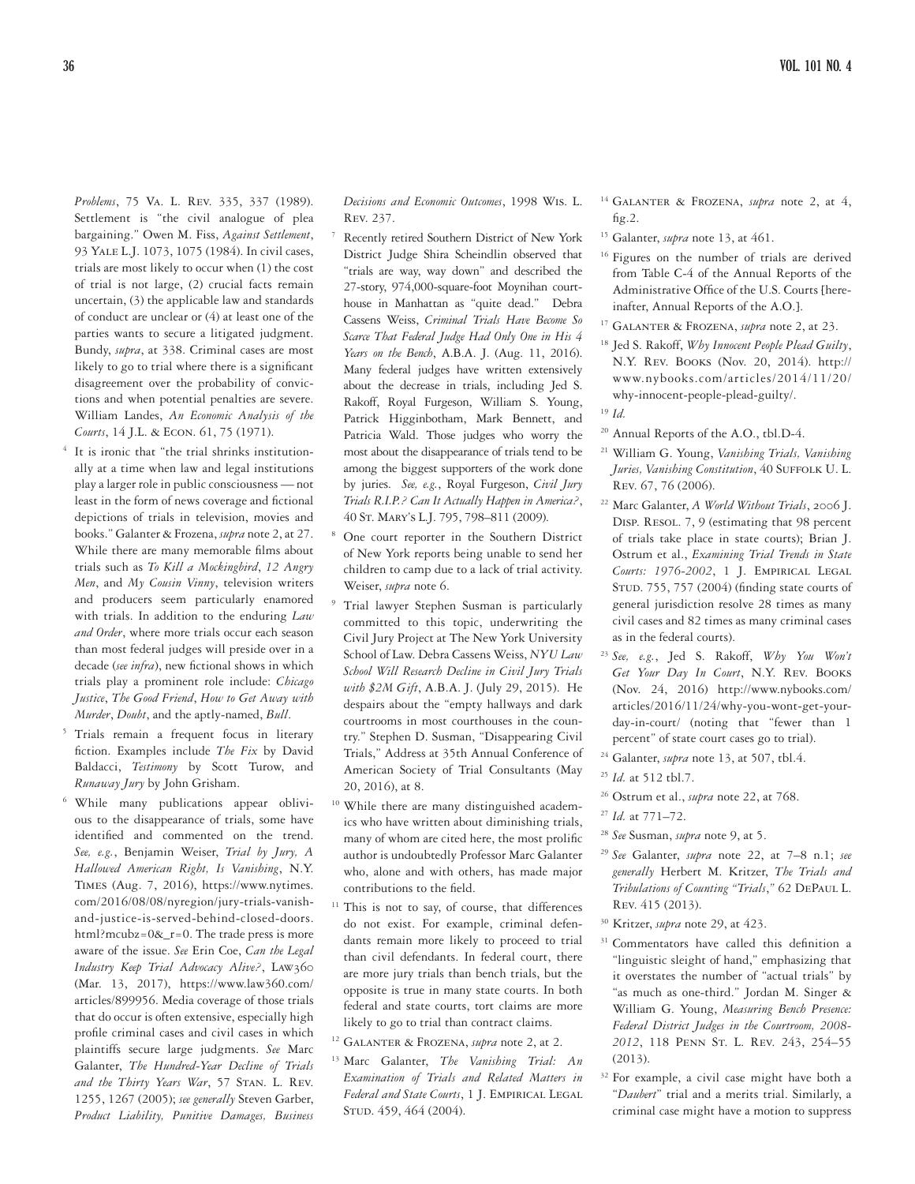*Problems*, 75 Va. L. Rev. 335, 337 (1989). Settlement is "the civil analogue of plea bargaining." Owen M. Fiss, *Against Settlement*, 93 Yale L.J. 1073, 1075 (1984). In civil cases, trials are most likely to occur when (1) the cost of trial is not large, (2) crucial facts remain uncertain, (3) the applicable law and standards of conduct are unclear or (4) at least one of the parties wants to secure a litigated judgment. Bundy, *supra*, at 338. Criminal cases are most likely to go to trial where there is a significant disagreement over the probability of convictions and when potential penalties are severe. William Landes, *An Economic Analysis of the Courts*, 14 J.L. & Econ. 61, 75 (1971).

4 It is ironic that "the trial shrinks institutionally at a time when law and legal institutions play a larger role in public consciousness — not least in the form of news coverage and fictional depictions of trials in television, movies and books." Galanter & Frozena, *supra* note 2, at 27. While there are many memorable films about trials such as *To Kill a Mockingbird*, *12 Angry Men*, and *My Cousin Vinny*, television writers and producers seem particularly enamored with trials. In addition to the enduring *Law and Order*, where more trials occur each season than most federal judges will preside over in a decade (*see infra*), new fictional shows in which trials play a prominent role include: *Chicago Justice*, *The Good Friend*, *How to Get Away with Murder*, *Doubt*, and the aptly-named, *Bull*.

5 Trials remain a frequent focus in literary fiction. Examples include *The Fix* by David Baldacci, *Testimony* by Scott Turow, and *Runaway Jury* by John Grisham.

6 While many publications appear oblivious to the disappearance of trials, some have identified and commented on the trend. *See, e.g.*, Benjamin Weiser, *Trial by Jury, A Hallowed American Right, Is Vanishing*, N.Y. Times (Aug. 7, 2016), https://www.nytimes.com/2016/08/08/nyregion/jury-trials-vanish-and-justice-is-served-behind-closed-doors.html?mcubz=0&_r=0. The trade press is more aware of the issue. *See* Erin Coe, *Can the Legal Industry Keep Trial Advocacy Alive?*, Law360 (Mar. 13, 2017), https://www.law360.com/articles/899956. Media coverage of those trials that do occur is often extensive, especially high profile criminal cases and civil cases in which plaintiffs secure large judgments. *See* Marc Galanter, *The Hundred-Year Decline of Trials and the Thirty Years War*, 57 Stan. L. Rev. 1255, 1267 (2005); *see generally* Steven Garber, *Product Liability, Punitive Damages, Business Decisions and Economic Outcomes*, 1998 Wis. L. Rev. 237.

7 Recently retired Southern District of New York District Judge Shira Scheindlin observed that "trials are way, way down" and described the 27-story, 974,000-square-foot Moynihan courthouse in Manhattan as "quite dead." Debra Cassens Weiss, *Criminal Trials Have Become So Scarce That Federal Judge Had Only One in His 4 Years on the Bench*, A.B.A. J. (Aug. 11, 2016). Many federal judges have written extensively about the decrease in trials, including Jed S. Rakoff, Royal Furgeson, William S. Young, Patrick Higginbotham, Mark Bennett, and Patricia Wald. Those judges who worry the most about the disappearance of trials tend to be among the biggest supporters of the work done by juries. *See, e.g.*, Royal Furgeson, *Civil Jury Trials R.I.P.? Can It Actually Happen in America?*, 40 St. Mary's L.J. 795, 798–811 (2009).

8 One court reporter in the Southern District of New York reports being unable to send her children to camp due to a lack of trial activity. Weiser, *supra* note 6.

9 Trial lawyer Stephen Susman is particularly committed to this topic, underwriting the Civil Jury Project at The New York University School of Law. Debra Cassens Weiss, *NYU Law School Will Research Decline in Civil Jury Trials with $2M Gift*, A.B.A. J. (July 29, 2015). He despairs about the "empty hallways and dark courtrooms in most courthouses in the country." Stephen D. Susman, "Disappearing Civil Trials," Address at 35th Annual Conference of American Society of Trial Consultants (May 20, 2016), at 8.

10 While there are many distinguished academics who have written about diminishing trials, many of whom are cited here, the most prolific author is undoubtedly Professor Marc Galanter who, alone and with others, has made major contributions to the field.

11 This is not to say, of course, that differences do not exist. For example, criminal defendants remain more likely to proceed to trial than civil defendants. In federal court, there are more jury trials than bench trials, but the opposite is true in many state courts. In both federal and state courts, tort claims are more likely to go to trial than contract claims.

12 Galanter & Frozena, *supra* note 2, at 2.

13 Marc Galanter, *The Vanishing Trial: An Examination of Trials and Related Matters in Federal and State Courts*, 1 J. Empirical Legal Stud. 459, 464 (2004).

14 Galanter & Frozena, *supra* note 2, at 4, fig.2.

15 Galanter, *supra* note 13, at 461.

16 Figures on the number of trials are derived from Table C-4 of the Annual Reports of the Administrative Office of the U.S. Courts [hereinafter, Annual Reports of the A.O.].

17 Galanter & Frozena, *supra* note 2, at 23.

18 Jed S. Rakoff, *Why Innocent People Plead Guilty*, N.Y. Rev. Books (Nov. 20, 2014). http://www.nybooks.com/articles/2014/11/20/why-innocent-people-plead-guilty/.

19 *Id.*

20 Annual Reports of the A.O., tbl.D-4.

21 William G. Young, *Vanishing Trials, Vanishing Juries, Vanishing Constitution*, 40 Suffolk U. L. Rev. 67, 76 (2006).

22 Marc Galanter, *A World Without Trials*, 2006 J. Disp. Resol. 7, 9 (estimating that 98 percent of trials take place in state courts); Brian J. Ostrum et al., *Examining Trial Trends in State Courts: 1976-2002*, 1 J. Empirical Legal Stud. 755, 757 (2004) (finding state courts of general jurisdiction resolve 28 times as many civil cases and 82 times as many criminal cases as in the federal courts).

23 *See, e.g.*, Jed S. Rakoff, *Why You Won't Get Your Day In Court*, N.Y. Rev. Books (Nov. 24, 2016) http://www.nybooks.com/articles/2016/11/24/why-you-wont-get-your-day-in-court/ (noting that "fewer than 1 percent" of state court cases go to trial).

24 Galanter, *supra* note 13, at 507, tbl.4.

25 *Id.* at 512 tbl.7.

26 Ostrum et al., *supra* note 22, at 768.

27 *Id.* at 771–72.

28 *See* Susman, *supra* note 9, at 5.

29 *See* Galanter, *supra* note 22, at 7–8 n.1; *see generally* Herbert M. Kritzer, *The Trials and Tribulations of Counting "Trials*,*"* 62 DePaul L. Rev. 415 (2013).

30 Kritzer, *supra* note 29, at 423.

31 Commentators have called this definition a "linguistic sleight of hand," emphasizing that it overstates the number of "actual trials" by "as much as one-third." Jordan M. Singer & William G. Young, *Measuring Bench Presence: Federal District Judges in the Courtroom, 2008-2012*, 118 Penn St. L. Rev. 243, 254–55 (2013).

32 For example, a civil case might have both a "*Daubert*" trial and a merits trial. Similarly, a criminal case might have a motion to suppress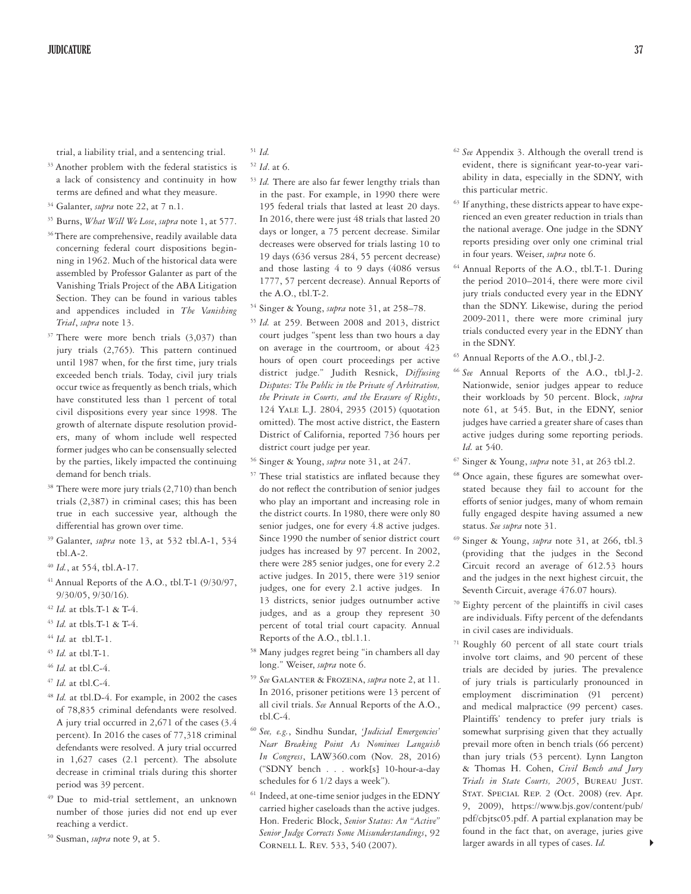trial, a liability trial, and a sentencing trial.

[33] Another problem with the federal statistics is a lack of consistency and continuity in how terms are defined and what they measure.

[34] Galanter, *supra* note 22, at 7 n.1.

[35] Burns, *What Will We Lose*, *supra* note 1, at 577.

[36] There are comprehensive, readily available data concerning federal court dispositions beginning in 1962. Much of the historical data were assembled by Professor Galanter as part of the Vanishing Trials Project of the ABA Litigation Section. They can be found in various tables and appendices included in *The Vanishing Trial*, *supra* note 13.

[37] There were more bench trials (3,037) than jury trials (2,765). This pattern continued until 1987 when, for the first time, jury trials exceeded bench trials. Today, civil jury trials occur twice as frequently as bench trials, which have constituted less than 1 percent of total civil dispositions every year since 1998. The growth of alternate dispute resolution providers, many of whom include well respected former judges who can be consensually selected by the parties, likely impacted the continuing demand for bench trials.

[38] There were more jury trials (2,710) than bench trials (2,387) in criminal cases; this has been true in each successive year, although the differential has grown over time.

[39] Galanter, *supra* note 13, at 532 tbl.A-1, 534 tbl.A-2.

[40] *Id.*, at 554, tbl.A-17.

[41] Annual Reports of the A.O., tbl.T-1 (9/30/97, 9/30/05, 9/30/16).

[42] *Id.* at tbls.T-1 & T-4.

[43] *Id.* at tbls.T-1 & T-4.

[44] *Id.* at tbl.T-1.

[45] *Id.* at tbl.T-1.

[46] *Id.* at tbl.C-4.

[47] *Id.* at tbl.C-4.

[48] *Id.* at tbl.D-4. For example, in 2002 the cases of 78,835 criminal defendants were resolved. A jury trial occurred in 2,671 of the cases (3.4 percent). In 2016 the cases of 77,318 criminal defendants were resolved. A jury trial occurred in 1,627 cases (2.1 percent). The absolute decrease in criminal trials during this shorter period was 39 percent.

[49] Due to mid-trial settlement, an unknown number of those juries did not end up ever reaching a verdict.

[50] Susman, *supra* note 9, at 5.

[51] *Id.*

[52] *Id*. at 6.

[53] *Id.* There are also far fewer lengthy trials than in the past. For example, in 1990 there were 195 federal trials that lasted at least 20 days. In 2016, there were just 48 trials that lasted 20 days or longer, a 75 percent decrease. Similar decreases were observed for trials lasting 10 to 19 days (636 versus 284, 55 percent decrease) and those lasting 4 to 9 days (4086 versus 1777, 57 percent decrease). Annual Reports of the A.O., tbl.T-2.

[54] Singer & Young, *supra* note 31, at 258–78.

[55] *Id.* at 259. Between 2008 and 2013, district court judges "spent less than two hours a day on average in the courtroom, or about 423 hours of open court proceedings per active district judge." Judith Resnick, *Diffusing Disputes: The Public in the Private of Arbitration, the Private in Courts, and the Erasure of Rights*, 124 Yale L.J. 2804, 2935 (2015) (quotation omitted). The most active district, the Eastern District of California, reported 736 hours per district court judge per year.

[56] Singer & Young, *supra* note 31, at 247.

[57] These trial statistics are inflated because they do not reflect the contribution of senior judges who play an important and increasing role in the district courts. In 1980, there were only 80 senior judges, one for every 4.8 active judges. Since 1990 the number of senior district court judges has increased by 97 percent. In 2002, there were 285 senior judges, one for every 2.2 active judges. In 2015, there were 319 senior judges, one for every 2.1 active judges. In 13 districts, senior judges outnumber active judges, and as a group they represent 30 percent of total trial court capacity. Annual Reports of the A.O., tbl.1.1.

[58] Many judges regret being "in chambers all day long." Weiser, *supra* note 6.

[59] *See* Galanter & Frozena, *supra* note 2, at 11. In 2016, prisoner petitions were 13 percent of all civil trials. *See* Annual Reports of the A.O., tbl.C-4.

[60] *See, e.g.*, Sindhu Sundar, *'Judicial Emergencies' Near Breaking Point As Nominees Languish In Congress*, LAW360.com (Nov. 28, 2016) ("SDNY bench . . . work[s] 10-hour-a-day schedules for 6 1/2 days a week").

[61] Indeed, at one-time senior judges in the EDNY carried higher caseloads than the active judges. Hon. Frederic Block, *Senior Status: An "Active" Senior Judge Corrects Some Misunderstandings*, 92 Cornell L. Rev. 533, 540 (2007).

[62] *See* Appendix 3. Although the overall trend is evident, there is significant year-to-year variability in data, especially in the SDNY, with this particular metric.

[63] If anything, these districts appear to have experienced an even greater reduction in trials than the national average. One judge in the SDNY reports presiding over only one criminal trial in four years. Weiser, *supra* note 6.

[64] Annual Reports of the A.O., tbl.T-1. During the period 2010–2014, there were more civil jury trials conducted every year in the EDNY than the SDNY. Likewise, during the period 2009-2011, there were more criminal jury trials conducted every year in the EDNY than in the SDNY.

[65] Annual Reports of the A.O., tbl.J-2.

[66] *See* Annual Reports of the A.O., tbl.J-2. Nationwide, senior judges appear to reduce their workloads by 50 percent. Block, *supra* note 61, at 545. But, in the EDNY, senior judges have carried a greater share of cases than active judges during some reporting periods. *Id.* at 540.

[67] Singer & Young, *supra* note 31, at 263 tbl.2.

[68] Once again, these figures are somewhat overstated because they fail to account for the efforts of senior judges, many of whom remain fully engaged despite having assumed a new status. *See supra* note 31.

[69] Singer & Young, *supra* note 31, at 266, tbl.3 (providing that the judges in the Second Circuit record an average of 612.53 hours and the judges in the next highest circuit, the Seventh Circuit, average 476.07 hours).

[70] Eighty percent of the plaintiffs in civil cases are individuals. Fifty percent of the defendants in civil cases are individuals.

[71] Roughly 60 percent of all state court trials involve tort claims, and 90 percent of these trials are decided by juries. The prevalence of jury trials is particularly pronounced in employment discrimination (91 percent) and medical malpractice (99 percent) cases. Plaintiffs' tendency to prefer jury trials is somewhat surprising given that they actually prevail more often in bench trials (66 percent) than jury trials (53 percent). Lynn Langton & Thomas H. Cohen, *Civil Bench and Jury Trials in State Courts, 2005*, Bureau Just. Stat. Special Rep. 2 (Oct. 2008) (rev. Apr. 9, 2009), https://www.bjs.gov/content/pub/pdf/cbjtsc05.pdf. A partial explanation may be found in the fact that, on average, juries give larger awards in all types of cases. *Id.*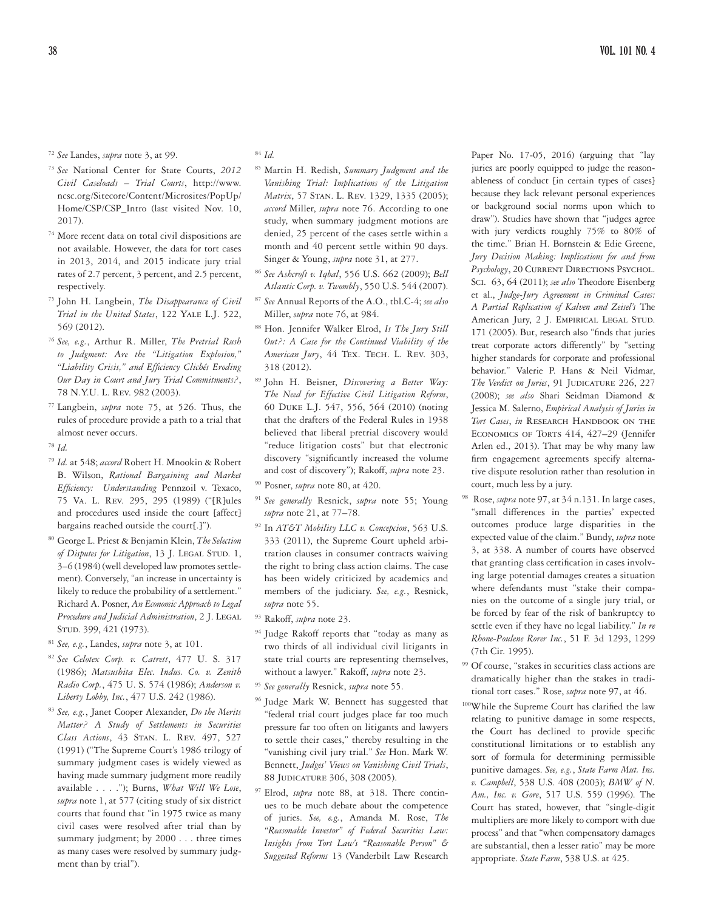[72] *See* Landes, *supra* note 3, at 99.

[73] *See* National Center for State Courts, *2012 Civil Caseloads – Trial Courts*, http://www.ncsc.org/Sitecore/Content/Microsites/PopUp/Home/CSP/CSP_Intro (last visited Nov. 10, 2017).

[74] More recent data on total civil dispositions are not available. However, the data for tort cases in 2013, 2014, and 2015 indicate jury trial rates of 2.7 percent, 3 percent, and 2.5 percent, respectively.

[75] John H. Langbein, *The Disappearance of Civil Trial in the United States*, 122 Yale L.J. 522, 569 (2012).

[76] *See, e.g.*, Arthur R. Miller, *The Pretrial Rush to Judgment: Are the "Litigation Explosion," "Liability Crisis," and Efficiency Clichés Eroding Our Day in Court and Jury Trial Commitments?*, 78 N.Y.U. L. Rev. 982 (2003).

[77] Langbein, *supra* note 75, at 526. Thus, the rules of procedure provide a path to a trial that almost never occurs.

[78] *Id.*

[79] *Id.* at 548; *accord* Robert H. Mnookin & Robert B. Wilson, *Rational Bargaining and Market Efficiency: Understanding* Pennzoil v. Texaco, 75 Va. L. Rev. 295, 295 (1989) ("[R]ules and procedures used inside the court [affect] bargains reached outside the court[.]").

[80] George L. Priest & Benjamin Klein, *The Selection of Disputes for Litigation*, 13 J. Legal Stud. 1, 3–6 (1984) (well developed law promotes settlement). Conversely, "an increase in uncertainty is likely to reduce the probability of a settlement." Richard A. Posner, *An Economic Approach to Legal Procedure and Judicial Administration*, 2 J. Legal Stud. 399, 421 (1973).

[81] *See, e.g.*, Landes, *supra* note 3, at 101.

[82] *See Celotex Corp. v. Catrett*, 477 U. S. 317 (1986); *Matsushita Elec. Indus. Co. v. Zenith Radio Corp.*, 475 U. S. 574 (1986); *Anderson v. Liberty Lobby, Inc.*, 477 U.S. 242 (1986).

[83] *See, e.g.*, Janet Cooper Alexander, *Do the Merits Matter? A Study of Settlements in Securities Class Actions*, 43 Stan. L. Rev. 497, 527 (1991) ("The Supreme Court's 1986 trilogy of summary judgment cases is widely viewed as having made summary judgment more readily available . . . ."); Burns, *What Will We Lose*, *supra* note 1, at 577 (citing study of six district courts that found that "in 1975 twice as many civil cases were resolved after trial than by summary judgment; by 2000 . . . three times as many cases were resolved by summary judgment than by trial").

[84] *Id.*

[85] Martin H. Redish, *Summary Judgment and the Vanishing Trial: Implications of the Litigation Matrix*, 57 Stan. L. Rev. 1329, 1335 (2005); *accord* Miller, *supra* note 76. According to one study, when summary judgment motions are denied, 25 percent of the cases settle within a month and 40 percent settle within 90 days. Singer & Young, *supra* note 31, at 277.

[86] *See Ashcroft v. Iqbal*, 556 U.S. 662 (2009); *Bell Atlantic Corp. v. Twombly*, 550 U.S. 544 (2007).

[87] *See* Annual Reports of the A.O., tbl.C-4; *see also* Miller, *supra* note 76, at 984.

[88] Hon. Jennifer Walker Elrod, *Is The Jury Still Out?: A Case for the Continued Viability of the American Jury*, 44 Tex. Tech. L. Rev. 303, 318 (2012).

[89] John H. Beisner, *Discovering a Better Way: The Need for Effective Civil Litigation Reform*, 60 Duke L.J. 547, 556, 564 (2010) (noting that the drafters of the Federal Rules in 1938 believed that liberal pretrial discovery would "reduce litigation costs" but that electronic discovery "significantly increased the volume and cost of discovery"); Rakoff, *supra* note 23.

[90] Posner, *supra* note 80, at 420.

[91] *See generally* Resnick, *supra* note 55; Young *supra* note 21, at 77–78.

[92] In *AT&T Mobility LLC v. Concepcion*, 563 U.S. 333 (2011), the Supreme Court upheld arbitration clauses in consumer contracts waiving the right to bring class action claims. The case has been widely criticized by academics and members of the judiciary. *See, e.g.*, Resnick, *supra* note 55.

[93] Rakoff, *supra* note 23.

[94] Judge Rakoff reports that "today as many as two thirds of all individual civil litigants in state trial courts are representing themselves, without a lawyer." Rakoff, *supra* note 23.

[95] *See generally* Resnick, *supra* note 55.

[96] Judge Mark W. Bennett has suggested that "federal trial court judges place far too much pressure far too often on litigants and lawyers to settle their cases," thereby resulting in the "vanishing civil jury trial." *See* Hon. Mark W. Bennett, *Judges' Views on Vanishing Civil Trials*, 88 Judicature 306, 308 (2005).

[97] Elrod, *supra* note 88, at 318. There continues to be much debate about the competence of juries. *See, e.g.*, Amanda M. Rose, *The "Reasonable Investor" of Federal Securities Law: Insights from Tort Law's "Reasonable Person" & Suggested Reforms* 13 (Vanderbilt Law Research Paper No. 17-05, 2016) (arguing that "lay juries are poorly equipped to judge the reasonableness of conduct [in certain types of cases] because they lack relevant personal experiences or background social norms upon which to draw"). Studies have shown that "judges agree with jury verdicts roughly 75% to 80% of the time." Brian H. Bornstein & Edie Greene, *Jury Decision Making: Implications for and from Psychology*, 20 Current Directions Psychol. Sci. 63, 64 (2011); *see also* Theodore Eisenberg et al., *Judge-Jury Agreement in Criminal Cases: A Partial Replication of Kalven and Zeisel's* The American Jury, 2 J. Empirical Legal Stud. 171 (2005). But, research also "finds that juries treat corporate actors differently" by "setting higher standards for corporate and professional behavior." Valerie P. Hans & Neil Vidmar, *The Verdict on Juries*, 91 Judicature 226, 227 (2008); *see also* Shari Seidman Diamond & Jessica M. Salerno, *Empirical Analysis of Juries in Tort Cases*, *in* Research Handbook on the Economics of Torts 414, 427–29 (Jennifer Arlen ed., 2013). That may be why many law firm engagement agreements specify alternative dispute resolution rather than resolution in court, much less by a jury.

[98] Rose, *supra* note 97, at 34 n.131. In large cases, "small differences in the parties' expected outcomes produce large disparities in the expected value of the claim." Bundy, *supra* note 3, at 338. A number of courts have observed that granting class certification in cases involving large potential damages creates a situation where defendants must "stake their companies on the outcome of a single jury trial, or be forced by fear of the risk of bankruptcy to settle even if they have no legal liability." *In re Rhone-Poulene Rorer Inc.*, 51 F. 3d 1293, 1299 (7th Cir. 1995).

[99] Of course, "stakes in securities class actions are dramatically higher than the stakes in traditional tort cases." Rose, *supra* note 97, at 46.

[100] While the Supreme Court has clarified the law relating to punitive damage in some respects, the Court has declined to provide specific constitutional limitations or to establish any sort of formula for determining permissible punitive damages. *See, e.g.*, *State Farm Mut. Ins. v. Campbell*, 538 U.S. 408 (2003); *BMW of N. Am., Inc. v. Gore*, 517 U.S. 559 (1996). The Court has stated, however, that "single-digit multipliers are more likely to comport with due process" and that "when compensatory damages are substantial, then a lesser ratio" may be more appropriate. *State Farm*, 538 U.S. at 425.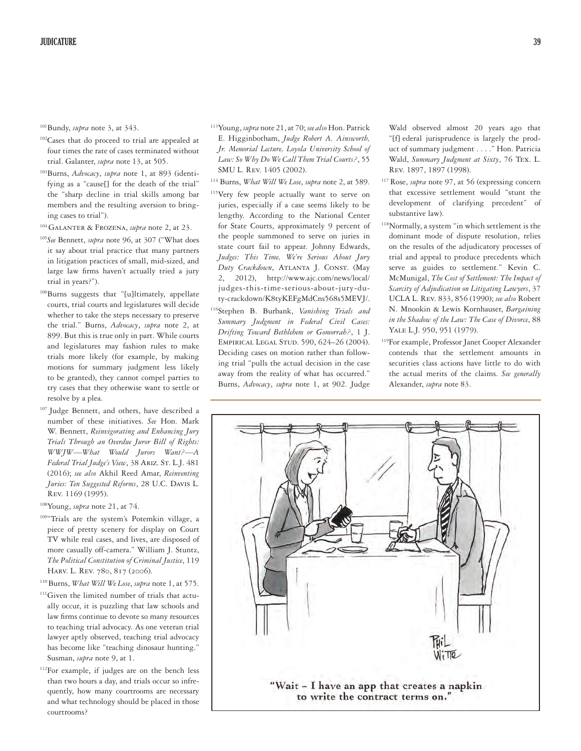[101] Bundy, *supra* note 3, at 343.

[102] Cases that do proceed to trial are appealed at four times the rate of cases terminated without trial. Galanter, *supra* note 13, at 505.

[103] Burns, *Advocacy*, *supra* note 1, at 893 (identifying as a "cause[] for the death of the trial" the "sharp decline in trial skills among bar members and the resulting aversion to bringing cases to trial").

[104] Galanter & Frozena, *supra* note 2, at 23.

[105] *See* Bennett, *supra* note 96, at 307 ("What does it say about trial practice that many partners in litigation practices of small, mid-sized, and large law firms haven't actually tried a jury trial in years?").

[106] Burns suggests that "[u]ltimately, appellate courts, trial courts and legislatures will decide whether to take the steps necessary to preserve the trial." Burns, *Advocacy*, *supra* note 2, at 899. But this is true only in part. While courts and legislatures may fashion rules to make trials more likely (for example, by making motions for summary judgment less likely to be granted), they cannot compel parties to try cases that they otherwise want to settle or resolve by a plea.

[107] Judge Bennett, and others, have described a number of these initiatives. *See* Hon. Mark W. Bennett, *Reinvigorating and Enhancing Jury Trials Through an Overdue Juror Bill of Rights: WWJW—What Would Jurors Want?—A Federal Trial Judge's View*, 38 Ariz. St. L.J. 481 (2016); *see also* Akhil Reed Amar, *Reinventing Juries: Ten Suggested Reforms*, 28 U.C. Davis L. Rev. 1169 (1995).

[108] Young, *supra* note 21, at 74.

[109] "Trials are the system's Potemkin village, a piece of pretty scenery for display on Court TV while real cases, and lives, are disposed of more casually off-camera." William J. Stuntz, *The Political Constitution of Criminal Justice*, 119 Harv. L. Rev. 780, 817 (2006).

[110] Burns, *What Will We Lose*, *supra* note 1, at 575.

[111] Given the limited number of trials that actually occur, it is puzzling that law schools and law firms continue to devote so many resources to teaching trial advocacy. As one veteran trial lawyer aptly observed, teaching trial advocacy has become like "teaching dinosaur hunting." Susman, *supra* note 9, at 1.

[112] For example, if judges are on the bench less than two hours a day, and trials occur so infrequently, how many courtrooms are necessary and what technology should be placed in those courtrooms?

[113] Young, *supra* note 21, at 70; *see also* Hon. Patrick E. Higginbotham, *Judge Robert A. Ainsworth, Jr. Memorial Lecture, Loyola University School of Law: So Why Do We Call Them Trial Courts?*, 55 SMU L. Rev. 1405 (2002).

[114] Burns, *What Will We Lose*, *supra* note 2, at 589.

[115] Very few people actually want to serve on juries, especially if a case seems likely to be lengthy. According to the National Center for State Courts, approximately 9 percent of the people summoned to serve on juries in state court fail to appear. Johnny Edwards, *Judges: This Time, We're Serious About Jury Duty Crackdown*, Atlanta J. Const. (May 2, 2012), http://www.ajc.com/news/local/judges-this-time-serious-about-jury-duty-crackdown/K8tyKEFgMdCns568s5MEVJ/.

[116] Stephen B. Burbank, *Vanishing Trials and Summary Judgment in Federal Civil Cases: Drifting Toward Bethlehem or Gomorrah?*, 1 J. Empirical Legal Stud. 590, 624–26 (2004). Deciding cases on motion rather than following trial "pulls the actual decision in the case away from the reality of what has occurred." Burns, *Advocacy*, *supra* note 1, at 902. Judge Wald observed almost 20 years ago that "[f]ederal jurisprudence is largely the product of summary judgment . . . ." Hon. Patricia Wald, *Summary Judgment at Sixty*, 76 Tex. L. Rev. 1897, 1897 (1998).

[117] Rose, *supra* note 97, at 56 (expressing concern that excessive settlement would "stunt the development of clarifying precedent" of substantive law).

[118] Normally, a system "in which settlement is the dominant mode of dispute resolution, relies on the results of the adjudicatory processes of trial and appeal to produce precedents which serve as guides to settlement." Kevin C. McMunigal, *The Cost of Settlement: The Impact of Scarcity of Adjudication on Litigating Lawyers*, 37 UCLA L. Rev. 833, 856 (1990); *see also* Robert N. Mnookin & Lewis Kornhauser, *Bargaining in the Shadow of the Law: The Case of Divorce*, 88 Yale L.J. 950, 951 (1979).

[119] For example, Professor Janet Cooper Alexander contends that the settlement amounts in securities class actions have little to do with the actual merits of the claims. *See generally* Alexander, *supra* note 83.

"Wait – I have an app that creates a napkin to write the contract terms on."